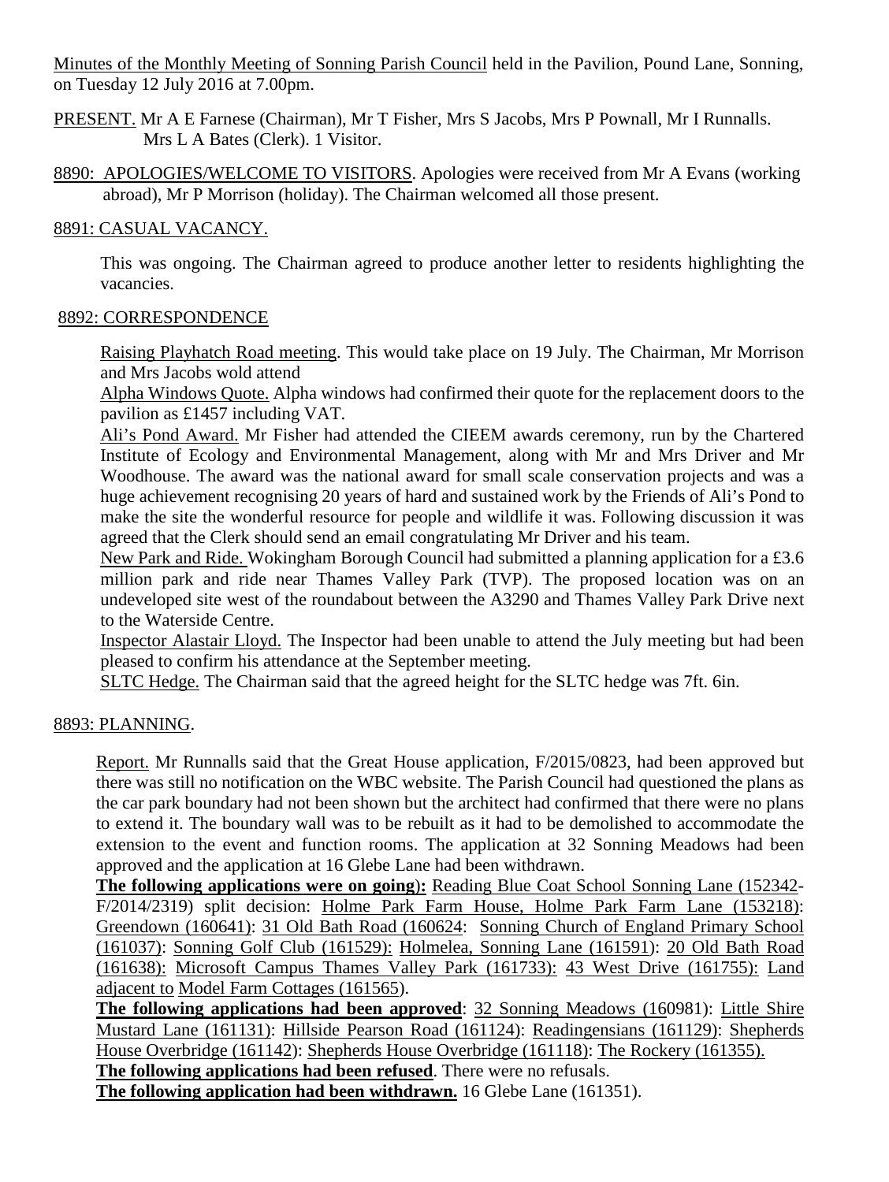Minutes of the Monthly Meeting of Sonning Parish Council held in the Pavilion, Pound Lane, Sonning, on Tuesday 12 July 2016 at 7.00pm.

PRESENT. Mr A E Farnese (Chairman), Mr T Fisher, Mrs S Jacobs, Mrs P Pownall, Mr I Runnalls. Mrs L A Bates (Clerk). 1 Visitor.

8890: APOLOGIES/WELCOME TO VISITORS. Apologies were received from Mr A Evans (working abroad), Mr P Morrison (holiday). The Chairman welcomed all those present.

8891: CASUAL VACANCY.

This was ongoing. The Chairman agreed to produce another letter to residents highlighting the vacancies.

8892: CORRESPONDENCE

Raising Playhatch Road meeting. This would take place on 19 July. The Chairman, Mr Morrison and Mrs Jacobs wold attend

Alpha Windows Quote. Alpha windows had confirmed their quote for the replacement doors to the pavilion as £1457 including VAT.

Ali's Pond Award. Mr Fisher had attended the CIEEM awards ceremony, run by the Chartered Institute of Ecology and Environmental Management, along with Mr and Mrs Driver and Mr Woodhouse. The award was the national award for small scale conservation projects and was a huge achievement recognising 20 years of hard and sustained work by the Friends of Ali's Pond to make the site the wonderful resource for people and wildlife it was. Following discussion it was agreed that the Clerk should send an email congratulating Mr Driver and his team.

New Park and Ride. Wokingham Borough Council had submitted a planning application for a £3.6 million park and ride near Thames Valley Park (TVP). The proposed location was on an undeveloped site west of the roundabout between the A3290 and Thames Valley Park Drive next to the Waterside Centre.

Inspector Alastair Lloyd. The Inspector had been unable to attend the July meeting but had been pleased to confirm his attendance at the September meeting.

SLTC Hedge. The Chairman said that the agreed height for the SLTC hedge was 7ft. 6in.

8893: PLANNING.

Report. Mr Runnalls said that the Great House application, F/2015/0823, had been approved but there was still no notification on the WBC website. The Parish Council had questioned the plans as the car park boundary had not been shown but the architect had confirmed that there were no plans to extend it. The boundary wall was to be rebuilt as it had to be demolished to accommodate the extension to the event and function rooms. The application at 32 Sonning Meadows had been approved and the application at 16 Glebe Lane had been withdrawn.

**The following applications were on going):** Reading Blue Coat School Sonning Lane (152342-F/2014/2319) split decision: Holme Park Farm House, Holme Park Farm Lane (153218): Greendown (160641): 31 Old Bath Road (160624: Sonning Church of England Primary School (161037): Sonning Golf Club (161529): Holmelea, Sonning Lane (161591): 20 Old Bath Road (161638): Microsoft Campus Thames Valley Park (161733): 43 West Drive (161755): Land adjacent to Model Farm Cottages (161565).

**The following applications had been approved**: 32 Sonning Meadows (160981): Little Shire Mustard Lane (161131): Hillside Pearson Road (161124): Readingensians (161129): Shepherds House Overbridge (161142): Shepherds House Overbridge (161118): The Rockery (161355).

**The following applications had been refused**. There were no refusals.

**The following application had been withdrawn.** 16 Glebe Lane (161351).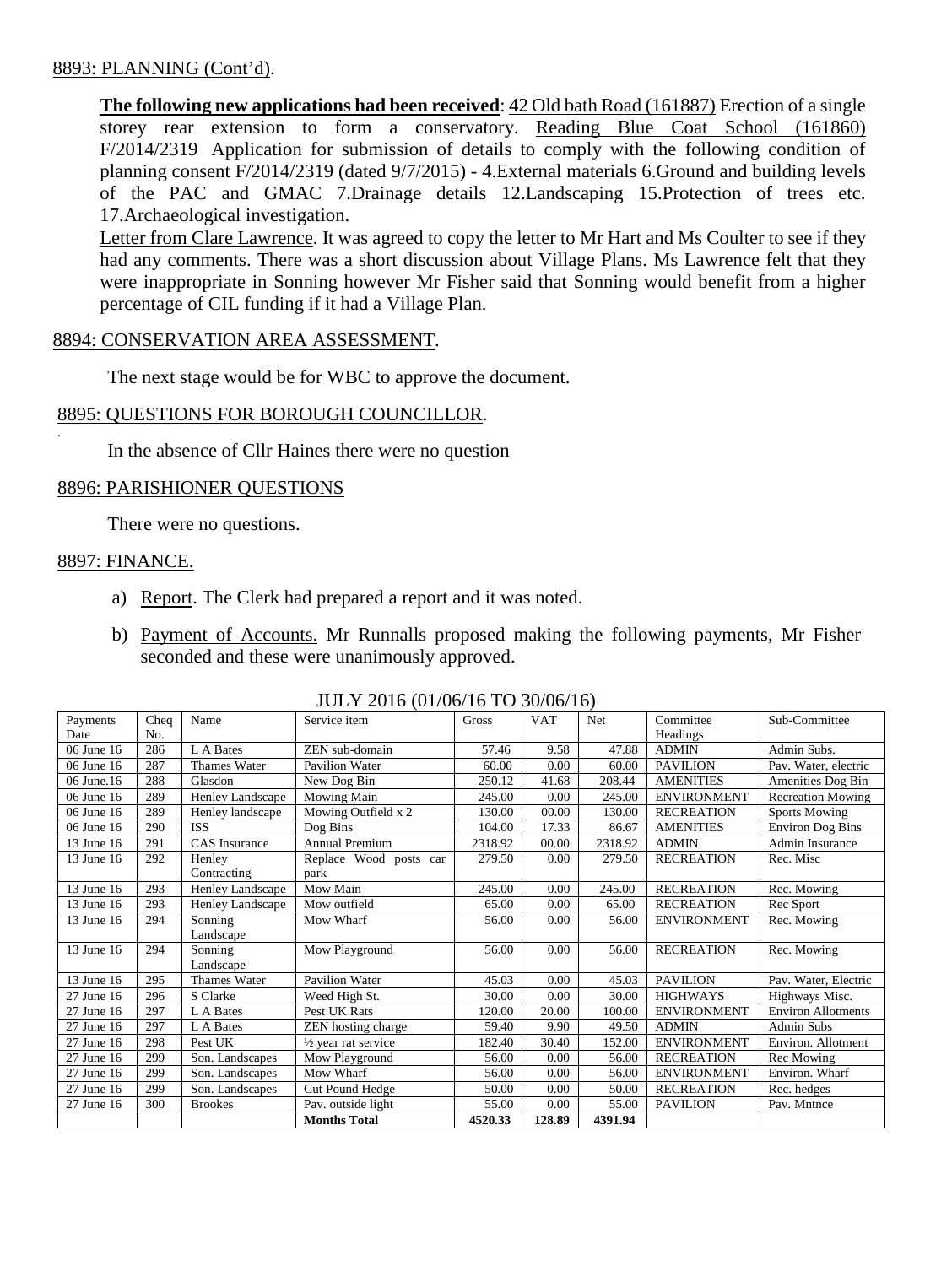8893: PLANNING (Cont'd).

**The following new applications had been received**: 42 Old bath Road (161887) Erection of a single storey rear extension to form a conservatory. Reading Blue Coat School (161860) F/2014/2319 Application for submission of details to comply with the following condition of planning consent F/2014/2319 (dated 9/7/2015) - 4.External materials 6.Ground and building levels of the PAC and GMAC 7.Drainage details 12.Landscaping 15.Protection of trees etc. 17.Archaeological investigation.

Letter from Clare Lawrence. It was agreed to copy the letter to Mr Hart and Ms Coulter to see if they had any comments. There was a short discussion about Village Plans. Ms Lawrence felt that they were inappropriate in Sonning however Mr Fisher said that Sonning would benefit from a higher percentage of CIL funding if it had a Village Plan.

8894: CONSERVATION AREA ASSESSMENT.

The next stage would be for WBC to approve the document.

8895: QUESTIONS FOR BOROUGH COUNCILLOR.

In the absence of Cllr Haines there were no question

8896: PARISHIONER QUESTIONS

There were no questions.

8897: FINANCE.

a) Report. The Clerk had prepared a report and it was noted.

b) Payment of Accounts. Mr Runnalls proposed making the following payments, Mr Fisher seconded and these were unanimously approved.

JULY 2016 (01/06/16 TO 30/06/16)

| Payments Date | Cheq No. | Name | Service item | Gross | VAT | Net | Committee Headings | Sub-Committee |
|---|---|---|---|---|---|---|---|---|
| 06 June 16 | 286 | L A Bates | ZEN sub-domain | 57.46 | 9.58 | 47.88 | ADMIN | Admin Subs. |
| 06 June 16 | 287 | Thames Water | Pavilion Water | 60.00 | 0.00 | 60.00 | PAVILION | Pav. Water, electric |
| 06 June.16 | 288 | Glasdon | New Dog Bin | 250.12 | 41.68 | 208.44 | AMENITIES | Amenities Dog Bin |
| 06 June 16 | 289 | Henley Landscape | Mowing Main | 245.00 | 0.00 | 245.00 | ENVIRONMENT | Recreation Mowing |
| 06 June 16 | 289 | Henley landscape | Mowing Outfield x 2 | 130.00 | 00.00 | 130.00 | RECREATION | Sports Mowing |
| 06 June 16 | 290 | ISS | Dog Bins | 104.00 | 17.33 | 86.67 | AMENITIES | Environ Dog Bins |
| 13 June 16 | 291 | CAS Insurance | Annual Premium | 2318.92 | 00.00 | 2318.92 | ADMIN | Admin Insurance |
| 13 June 16 | 292 | Henley Contracting | Replace Wood posts car park | 279.50 | 0.00 | 279.50 | RECREATION | Rec. Misc |
| 13 June 16 | 293 | Henley Landscape | Mow Main | 245.00 | 0.00 | 245.00 | RECREATION | Rec. Mowing |
| 13 June 16 | 293 | Henley Landscape | Mow outfield | 65.00 | 0.00 | 65.00 | RECREATION | Rec Sport |
| 13 June 16 | 294 | Sonning Landscape | Mow Wharf | 56.00 | 0.00 | 56.00 | ENVIRONMENT | Rec. Mowing |
| 13 June 16 | 294 | Sonning Landscape | Mow Playground | 56.00 | 0.00 | 56.00 | RECREATION | Rec. Mowing |
| 13 June 16 | 295 | Thames Water | Pavilion Water | 45.03 | 0.00 | 45.03 | PAVILION | Pav. Water, Electric |
| 27 June 16 | 296 | S Clarke | Weed High St. | 30.00 | 0.00 | 30.00 | HIGHWAYS | Highways Misc. |
| 27 June 16 | 297 | L A Bates | Pest UK Rats | 120.00 | 20.00 | 100.00 | ENVIRONMENT | Environ Allotments |
| 27 June 16 | 297 | L A Bates | ZEN hosting charge | 59.40 | 9.90 | 49.50 | ADMIN | Admin Subs |
| 27 June 16 | 298 | Pest UK | ½ year rat service | 182.40 | 30.40 | 152.00 | ENVIRONMENT | Environ. Allotment |
| 27 June 16 | 299 | Son. Landscapes | Mow Playground | 56.00 | 0.00 | 56.00 | RECREATION | Rec Mowing |
| 27 June 16 | 299 | Son. Landscapes | Mow Wharf | 56.00 | 0.00 | 56.00 | ENVIRONMENT | Environ. Wharf |
| 27 June 16 | 299 | Son. Landscapes | Cut Pound Hedge | 50.00 | 0.00 | 50.00 | RECREATION | Rec. hedges |
| 27 June 16 | 300 | Brookes | Pav. outside light | 55.00 | 0.00 | 55.00 | PAVILION | Pav. Mntnce |
| | | | **Months Total** | **4520.33** | **128.89** | **4391.94** | | |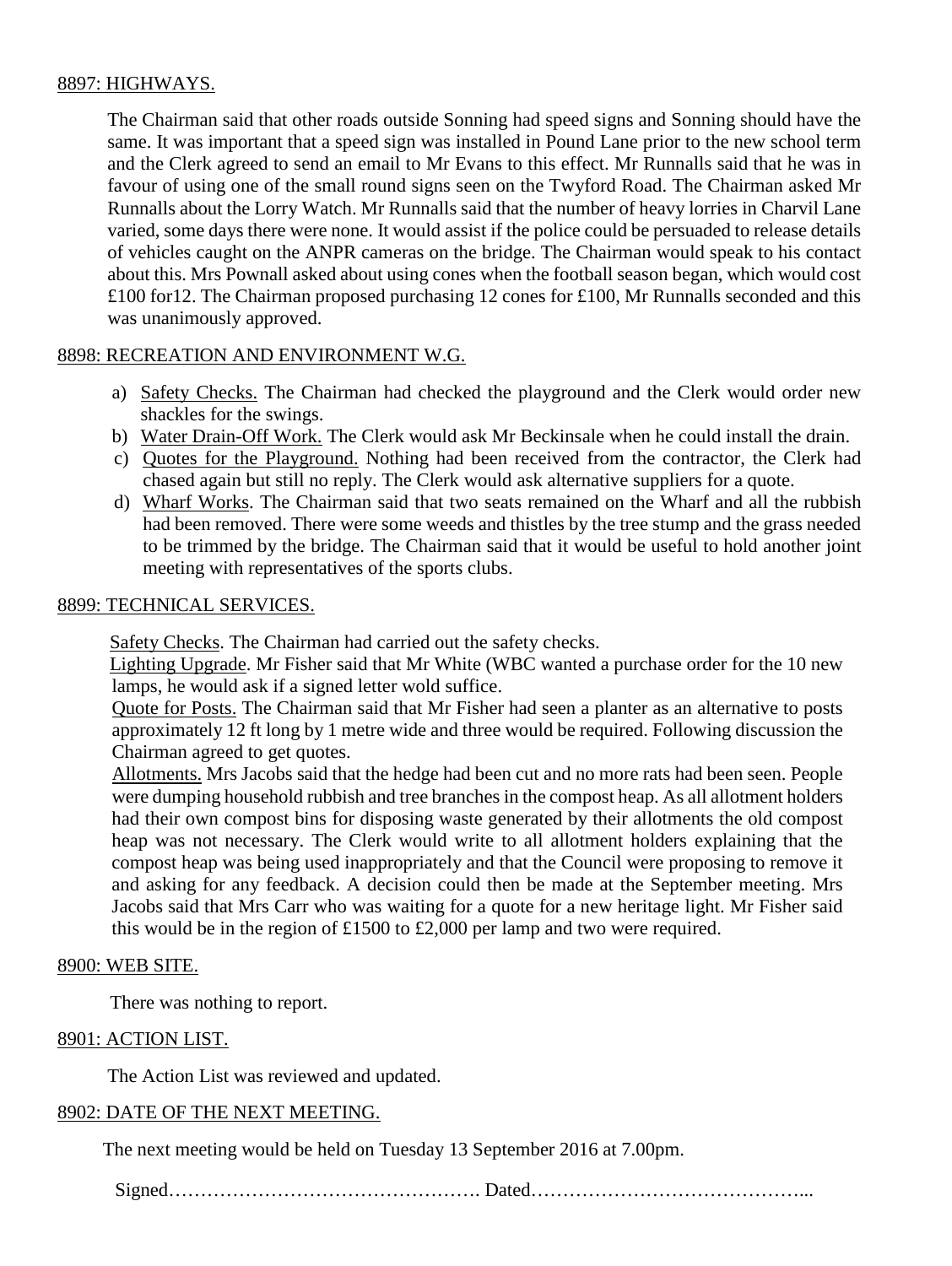8897: HIGHWAYS.

The Chairman said that other roads outside Sonning had speed signs and Sonning should have the same. It was important that a speed sign was installed in Pound Lane prior to the new school term and the Clerk agreed to send an email to Mr Evans to this effect. Mr Runnalls said that he was in favour of using one of the small round signs seen on the Twyford Road. The Chairman asked Mr Runnalls about the Lorry Watch. Mr Runnalls said that the number of heavy lorries in Charvil Lane varied, some days there were none. It would assist if the police could be persuaded to release details of vehicles caught on the ANPR cameras on the bridge. The Chairman would speak to his contact about this. Mrs Pownall asked about using cones when the football season began, which would cost £100 for12. The Chairman proposed purchasing 12 cones for £100, Mr Runnalls seconded and this was unanimously approved.

8898: RECREATION AND ENVIRONMENT W.G.

a) Safety Checks. The Chairman had checked the playground and the Clerk would order new shackles for the swings.
b) Water Drain-Off Work. The Clerk would ask Mr Beckinsale when he could install the drain.
c) Quotes for the Playground. Nothing had been received from the contractor, the Clerk had chased again but still no reply. The Clerk would ask alternative suppliers for a quote.
d) Wharf Works. The Chairman said that two seats remained on the Wharf and all the rubbish had been removed. There were some weeds and thistles by the tree stump and the grass needed to be trimmed by the bridge. The Chairman said that it would be useful to hold another joint meeting with representatives of the sports clubs.

8899: TECHNICAL SERVICES.

Safety Checks. The Chairman had carried out the safety checks.

Lighting Upgrade. Mr Fisher said that Mr White (WBC wanted a purchase order for the 10 new lamps, he would ask if a signed letter wold suffice.

Quote for Posts. The Chairman said that Mr Fisher had seen a planter as an alternative to posts approximately 12 ft long by 1 metre wide and three would be required. Following discussion the Chairman agreed to get quotes.

Allotments. Mrs Jacobs said that the hedge had been cut and no more rats had been seen. People were dumping household rubbish and tree branches in the compost heap. As all allotment holders had their own compost bins for disposing waste generated by their allotments the old compost heap was not necessary. The Clerk would write to all allotment holders explaining that the compost heap was being used inappropriately and that the Council were proposing to remove it and asking for any feedback. A decision could then be made at the September meeting. Mrs Jacobs said that Mrs Carr who was waiting for a quote for a new heritage light. Mr Fisher said this would be in the region of £1500 to £2,000 per lamp and two were required.

8900: WEB SITE.

There was nothing to report.

8901: ACTION LIST.

The Action List was reviewed and updated.

8902: DATE OF THE NEXT MEETING.

The next meeting would be held on Tuesday 13 September 2016 at 7.00pm.

Signed…………………………………………. Dated……………………………………...